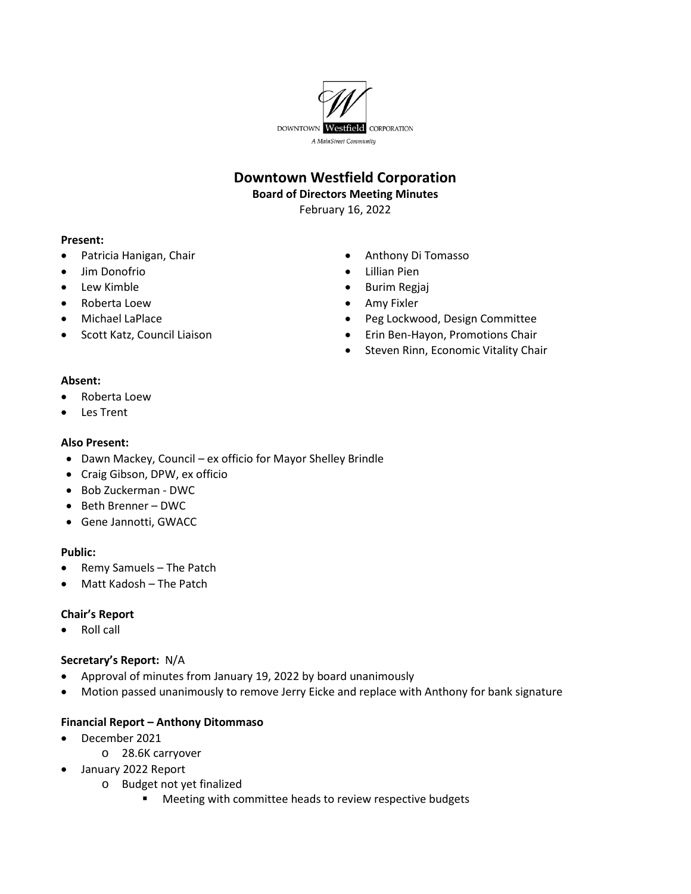DOWNTOWN Westfield CORPORATION

*A MainStreet Community*

# Downtown Westfield Corporation

**Board of Directors Meeting Minutes**

February 16, 2022

**Present:**

- Patricia Hanigan, Chair
- Jim Donofrio
- Lew Kimble
- Roberta Loew
- Michael LaPlace
- Scott Katz, Council Liaison
- Anthony Di Tomasso
- Lillian Pien
- Burim Regjaj
- Amy Fixler
- Peg Lockwood, Design Committee
- Erin Ben-Hayon, Promotions Chair
- Steven Rinn, Economic Vitality Chair

**Absent:**

- Roberta Loew
- Les Trent

**Also Present:**

- Dawn Mackey, Council – ex officio for Mayor Shelley Brindle
- Craig Gibson, DPW, ex officio
- Bob Zuckerman - DWC
- Beth Brenner – DWC
- Gene Jannotti, GWACC

**Public:**

- Remy Samuels – The Patch
- Matt Kadosh – The Patch

**Chair's Report**

- Roll call

**Secretary's Report:** N/A

- Approval of minutes from January 19, 2022 by board unanimously
- Motion passed unanimously to remove Jerry Eicke and replace with Anthony for bank signature

**Financial Report – Anthony Ditommaso**

- December 2021
  - 28.6K carryover
- January 2022 Report
  - Budget not yet finalized
    - Meeting with committee heads to review respective budgets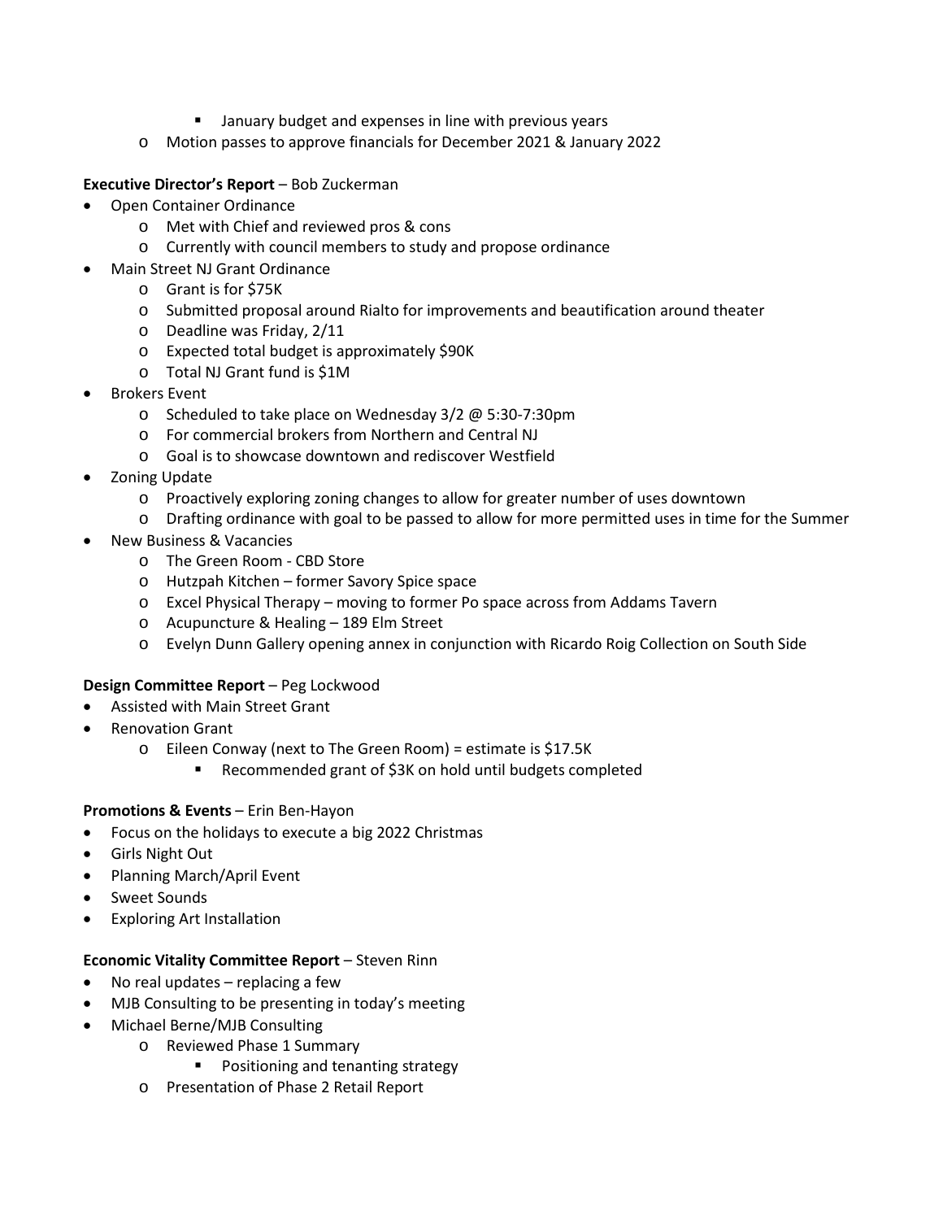- January budget and expenses in line with previous years
  - Motion passes to approve financials for December 2021 & January 2022

**Executive Director's Report** – Bob Zuckerman

- Open Container Ordinance
  - Met with Chief and reviewed pros & cons
  - Currently with council members to study and propose ordinance
- Main Street NJ Grant Ordinance
  - Grant is for $75K
  - Submitted proposal around Rialto for improvements and beautification around theater
  - Deadline was Friday, 2/11
  - Expected total budget is approximately $90K
  - Total NJ Grant fund is $1M
- Brokers Event
  - Scheduled to take place on Wednesday 3/2 @ 5:30-7:30pm
  - For commercial brokers from Northern and Central NJ
  - Goal is to showcase downtown and rediscover Westfield
- Zoning Update
  - Proactively exploring zoning changes to allow for greater number of uses downtown
  - Drafting ordinance with goal to be passed to allow for more permitted uses in time for the Summer
- New Business & Vacancies
  - The Green Room - CBD Store
  - Hutzpah Kitchen – former Savory Spice space
  - Excel Physical Therapy – moving to former Po space across from Addams Tavern
  - Acupuncture & Healing – 189 Elm Street
  - Evelyn Dunn Gallery opening annex in conjunction with Ricardo Roig Collection on South Side

**Design Committee Report** – Peg Lockwood

- Assisted with Main Street Grant
- Renovation Grant
  - Eileen Conway (next to The Green Room) = estimate is $17.5K
    - Recommended grant of $3K on hold until budgets completed

**Promotions & Events** – Erin Ben-Hayon

- Focus on the holidays to execute a big 2022 Christmas
- Girls Night Out
- Planning March/April Event
- Sweet Sounds
- Exploring Art Installation

**Economic Vitality Committee Report** – Steven Rinn

- No real updates – replacing a few
- MJB Consulting to be presenting in today's meeting
- Michael Berne/MJB Consulting
  - Reviewed Phase 1 Summary
    - Positioning and tenanting strategy
  - Presentation of Phase 2 Retail Report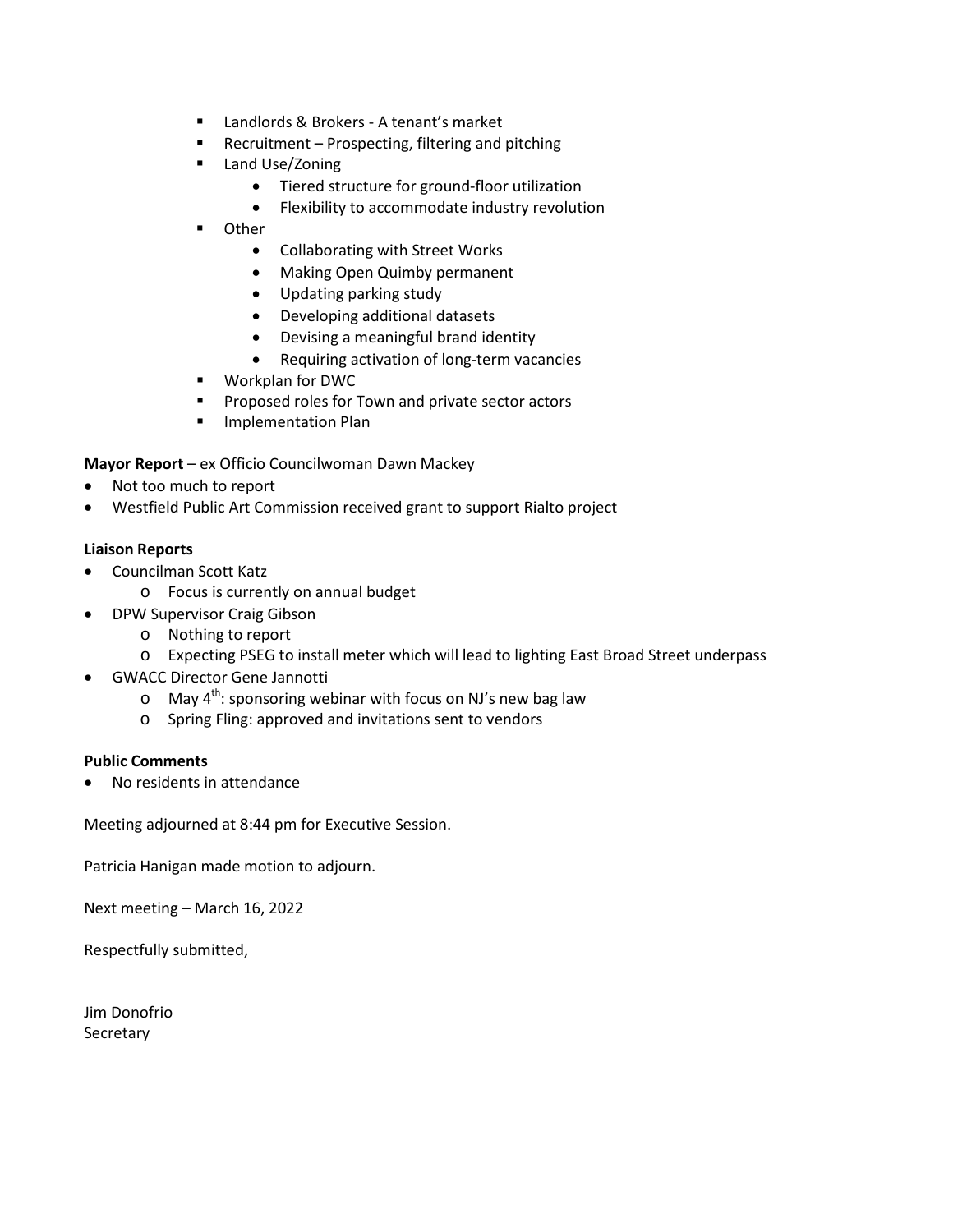- Landlords & Brokers - A tenant's market
- Recruitment – Prospecting, filtering and pitching
- Land Use/Zoning
  - Tiered structure for ground-floor utilization
  - Flexibility to accommodate industry revolution
- Other
  - Collaborating with Street Works
  - Making Open Quimby permanent
  - Updating parking study
  - Developing additional datasets
  - Devising a meaningful brand identity
  - Requiring activation of long-term vacancies
- Workplan for DWC
- Proposed roles for Town and private sector actors
- Implementation Plan

**Mayor Report** – ex Officio Councilwoman Dawn Mackey

- Not too much to report
- Westfield Public Art Commission received grant to support Rialto project

**Liaison Reports**

- Councilman Scott Katz
  - Focus is currently on annual budget
- DPW Supervisor Craig Gibson
  - Nothing to report
  - Expecting PSEG to install meter which will lead to lighting East Broad Street underpass
- GWACC Director Gene Jannotti
  - May 4th: sponsoring webinar with focus on NJ's new bag law
  - Spring Fling: approved and invitations sent to vendors

**Public Comments**

- No residents in attendance

Meeting adjourned at 8:44 pm for Executive Session.

Patricia Hanigan made motion to adjourn.

Next meeting – March 16, 2022

Respectfully submitted,

Jim Donofrio
Secretary